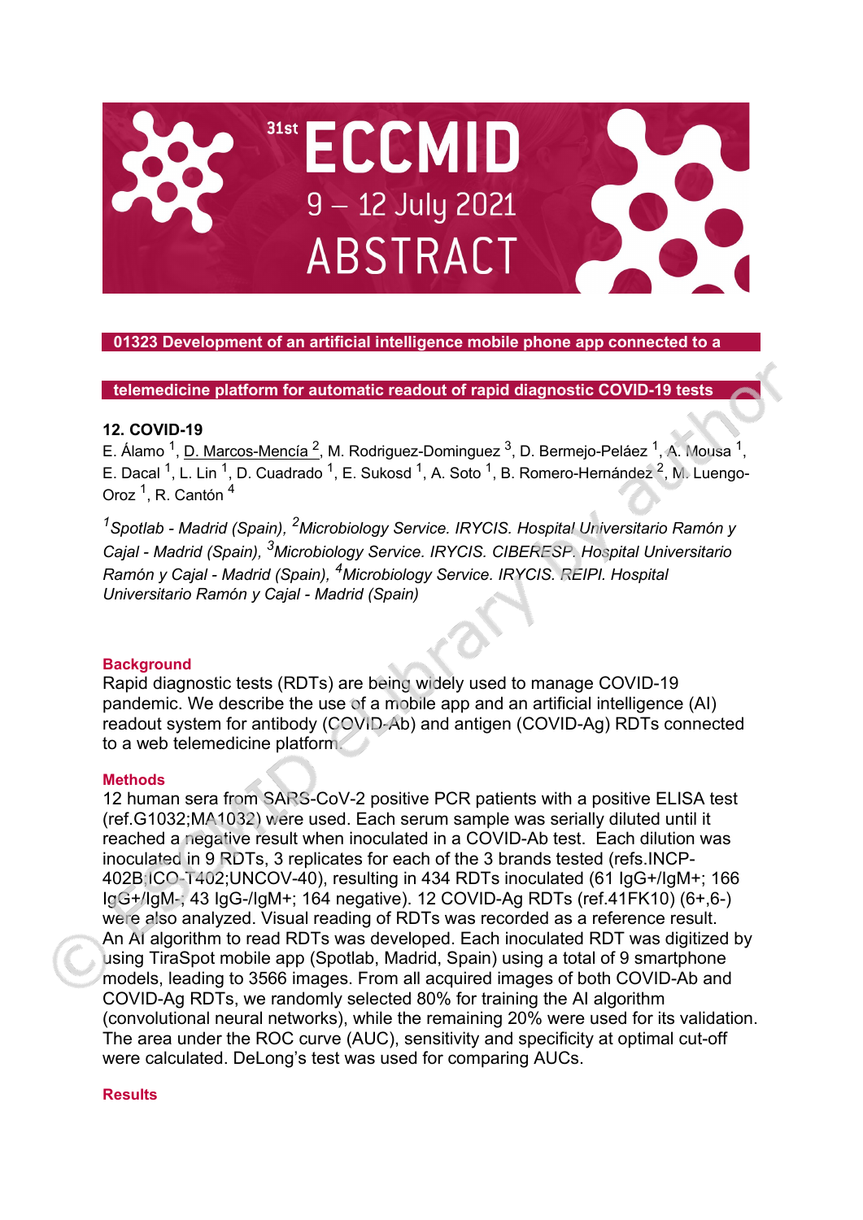# 01323 Development of an artificial intelligence mobile phone app connected to a telemedicine platform for automatic readout of rapid diagnostic COVID-19 tests

**12. COVID-19**

E. Álamo [1], D. Marcos-Mencía [2], M. Rodriguez-Dominguez [3], D. Bermejo-Peláez [1], A. Mousa [1], E. Dacal [1], L. Lin [1], D. Cuadrado [1], E. Sukosd [1], A. Soto [1], B. Romero-Hernández [2], M. Luengo-Oroz [1], R. Cantón [4]

*[1]Spotlab - Madrid (Spain), [2]Microbiology Service. IRYCIS. Hospital Universitario Ramón y Cajal - Madrid (Spain), [3]Microbiology Service. IRYCIS. CIBERESP. Hospital Universitario Ramón y Cajal - Madrid (Spain), [4]Microbiology Service. IRYCIS. REIPI. Hospital Universitario Ramón y Cajal - Madrid (Spain)*

## Background

Rapid diagnostic tests (RDTs) are being widely used to manage COVID-19 pandemic. We describe the use of a mobile app and an artificial intelligence (AI) readout system for antibody (COVID-Ab) and antigen (COVID-Ag) RDTs connected to a web telemedicine platform.

## Methods

12 human sera from SARS-CoV-2 positive PCR patients with a positive ELISA test (ref.G1032;MA1032) were used. Each serum sample was serially diluted until it reached a negative result when inoculated in a COVID-Ab test. Each dilution was inoculated in 9 RDTs, 3 replicates for each of the 3 brands tested (refs.INCP-402B;ICO-T402;UNCOV-40), resulting in 434 RDTs inoculated (61 IgG+/IgM+; 166 IgG+/IgM-; 43 IgG-/IgM+; 164 negative). 12 COVID-Ag RDTs (ref.41FK10) (6+,6-) were also analyzed. Visual reading of RDTs was recorded as a reference result. An AI algorithm to read RDTs was developed. Each inoculated RDT was digitized by using TiraSpot mobile app (Spotlab, Madrid, Spain) using a total of 9 smartphone models, leading to 3566 images. From all acquired images of both COVID-Ab and COVID-Ag RDTs, we randomly selected 80% for training the AI algorithm (convolutional neural networks), while the remaining 20% were used for its validation. The area under the ROC curve (AUC), sensitivity and specificity at optimal cut-off were calculated. DeLong's test was used for comparing AUCs.

## Results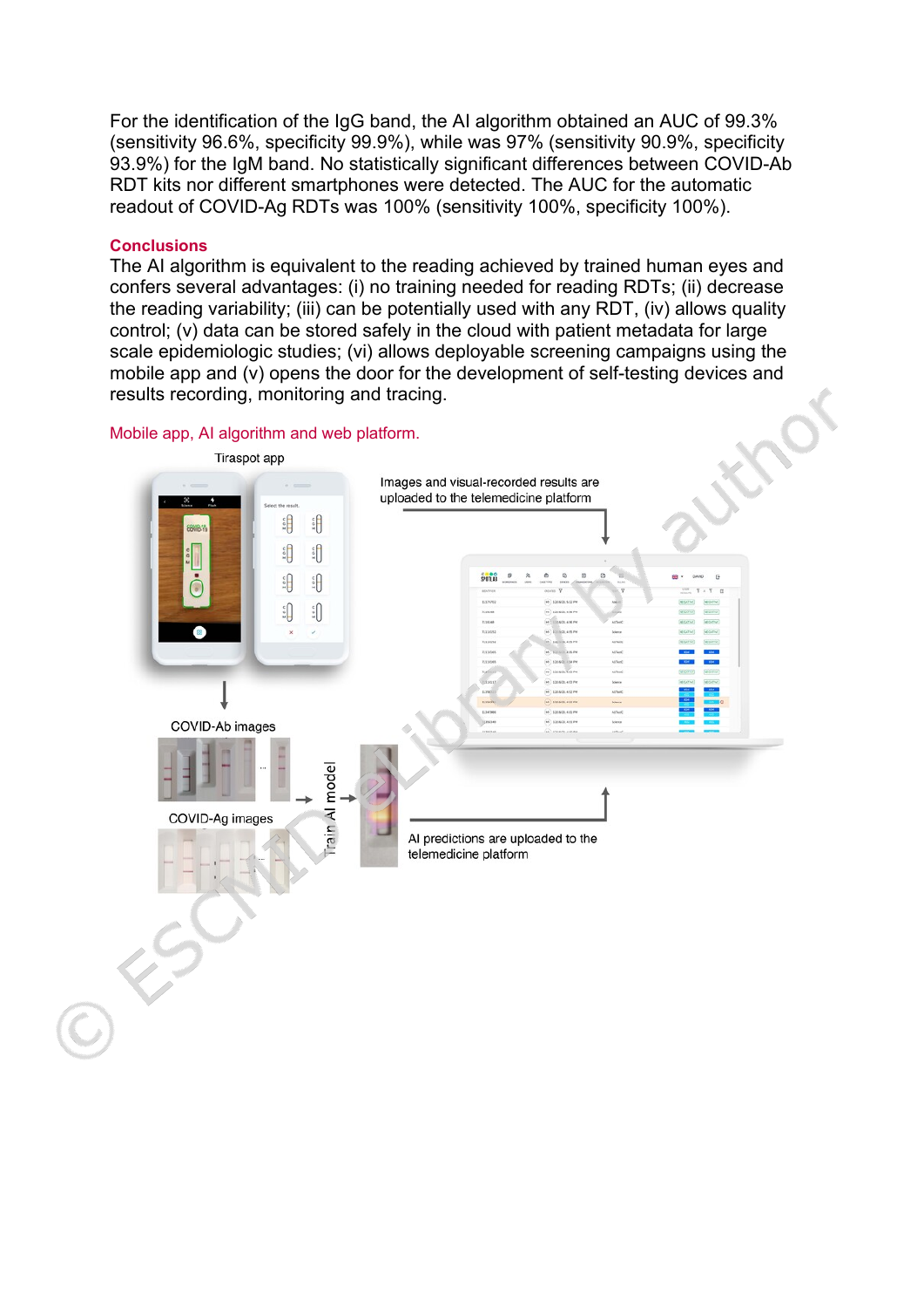For the identification of the IgG band, the AI algorithm obtained an AUC of 99.3% (sensitivity 96.6%, specificity 99.9%), while was 97% (sensitivity 90.9%, specificity 93.9%) for the IgM band. No statistically significant differences between COVID-Ab RDT kits nor different smartphones were detected. The AUC for the automatic readout of COVID-Ag RDTs was 100% (sensitivity 100%, specificity 100%).

## Conclusions

The AI algorithm is equivalent to the reading achieved by trained human eyes and confers several advantages: (i) no training needed for reading RDTs; (ii) decrease the reading variability; (iii) can be potentially used with any RDT, (iv) allows quality control; (v) data can be stored safely in the cloud with patient metadata for large scale epidemiologic studies; (vi) allows deployable screening campaigns using the mobile app and (v) opens the door for the development of self-testing devices and results recording, monitoring and tracing.

Mobile app, AI algorithm and web platform.

Tiraspot app

Images and visual-recorded results are uploaded to the telemedicine platform

COVID-Ab images

COVID-Ag images

Train AI model

AI predictions are uploaded to the telemedicine platform